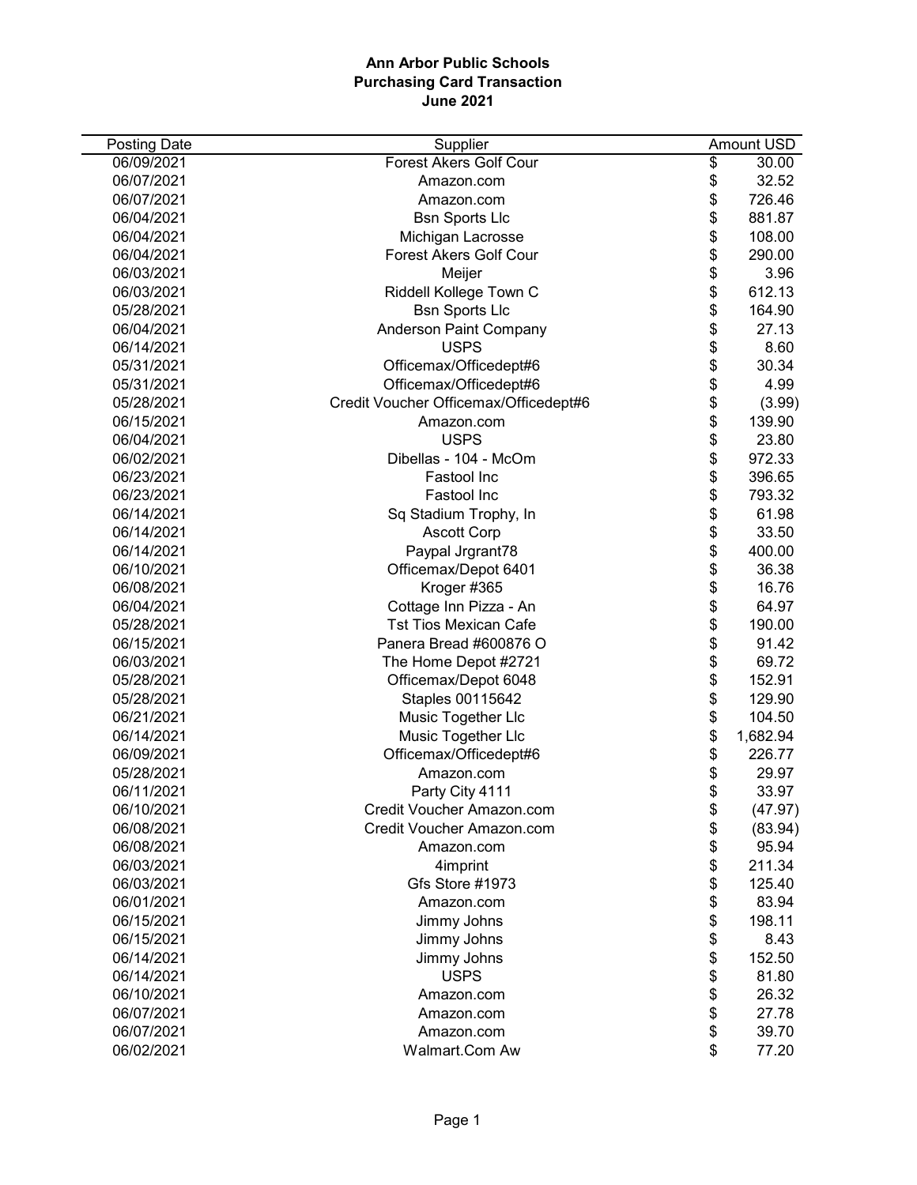**Ann Arbor Public Schools**
**Purchasing Card Transaction**
**June 2021**

| Posting Date | Supplier | Amount USD |
|---|---|---|
| 06/09/2021 | Forest Akers Golf Cour | $ 30.00 |
| 06/07/2021 | Amazon.com | $ 32.52 |
| 06/07/2021 | Amazon.com | $ 726.46 |
| 06/04/2021 | Bsn Sports Llc | $ 881.87 |
| 06/04/2021 | Michigan Lacrosse | $ 108.00 |
| 06/04/2021 | Forest Akers Golf Cour | $ 290.00 |
| 06/03/2021 | Meijer | $ 3.96 |
| 06/03/2021 | Riddell Kollege Town C | $ 612.13 |
| 05/28/2021 | Bsn Sports Llc | $ 164.90 |
| 06/04/2021 | Anderson Paint Company | $ 27.13 |
| 06/14/2021 | USPS | $ 8.60 |
| 05/31/2021 | Officemax/Officedept#6 | $ 30.34 |
| 05/31/2021 | Officemax/Officedept#6 | $ 4.99 |
| 05/28/2021 | Credit Voucher Officemax/Officedept#6 | $ (3.99) |
| 06/15/2021 | Amazon.com | $ 139.90 |
| 06/04/2021 | USPS | $ 23.80 |
| 06/02/2021 | Dibellas - 104 - McOm | $ 972.33 |
| 06/23/2021 | Fastool Inc | $ 396.65 |
| 06/23/2021 | Fastool Inc | $ 793.32 |
| 06/14/2021 | Sq Stadium Trophy, In | $ 61.98 |
| 06/14/2021 | Ascott Corp | $ 33.50 |
| 06/14/2021 | Paypal Jrgrant78 | $ 400.00 |
| 06/10/2021 | Officemax/Depot 6401 | $ 36.38 |
| 06/08/2021 | Kroger #365 | $ 16.76 |
| 06/04/2021 | Cottage Inn Pizza - An | $ 64.97 |
| 05/28/2021 | Tst Tios Mexican Cafe | $ 190.00 |
| 06/15/2021 | Panera Bread #600876 O | $ 91.42 |
| 06/03/2021 | The Home Depot #2721 | $ 69.72 |
| 05/28/2021 | Officemax/Depot 6048 | $ 152.91 |
| 05/28/2021 | Staples 00115642 | $ 129.90 |
| 06/21/2021 | Music Together Llc | $ 104.50 |
| 06/14/2021 | Music Together Llc | $ 1,682.94 |
| 06/09/2021 | Officemax/Officedept#6 | $ 226.77 |
| 05/28/2021 | Amazon.com | $ 29.97 |
| 06/11/2021 | Party City 4111 | $ 33.97 |
| 06/10/2021 | Credit Voucher Amazon.com | $ (47.97) |
| 06/08/2021 | Credit Voucher Amazon.com | $ (83.94) |
| 06/08/2021 | Amazon.com | $ 95.94 |
| 06/03/2021 | 4imprint | $ 211.34 |
| 06/03/2021 | Gfs Store #1973 | $ 125.40 |
| 06/01/2021 | Amazon.com | $ 83.94 |
| 06/15/2021 | Jimmy Johns | $ 198.11 |
| 06/15/2021 | Jimmy Johns | $ 8.43 |
| 06/14/2021 | Jimmy Johns | $ 152.50 |
| 06/14/2021 | USPS | $ 81.80 |
| 06/10/2021 | Amazon.com | $ 26.32 |
| 06/07/2021 | Amazon.com | $ 27.78 |
| 06/07/2021 | Amazon.com | $ 39.70 |
| 06/02/2021 | Walmart.Com Aw | $ 77.20 |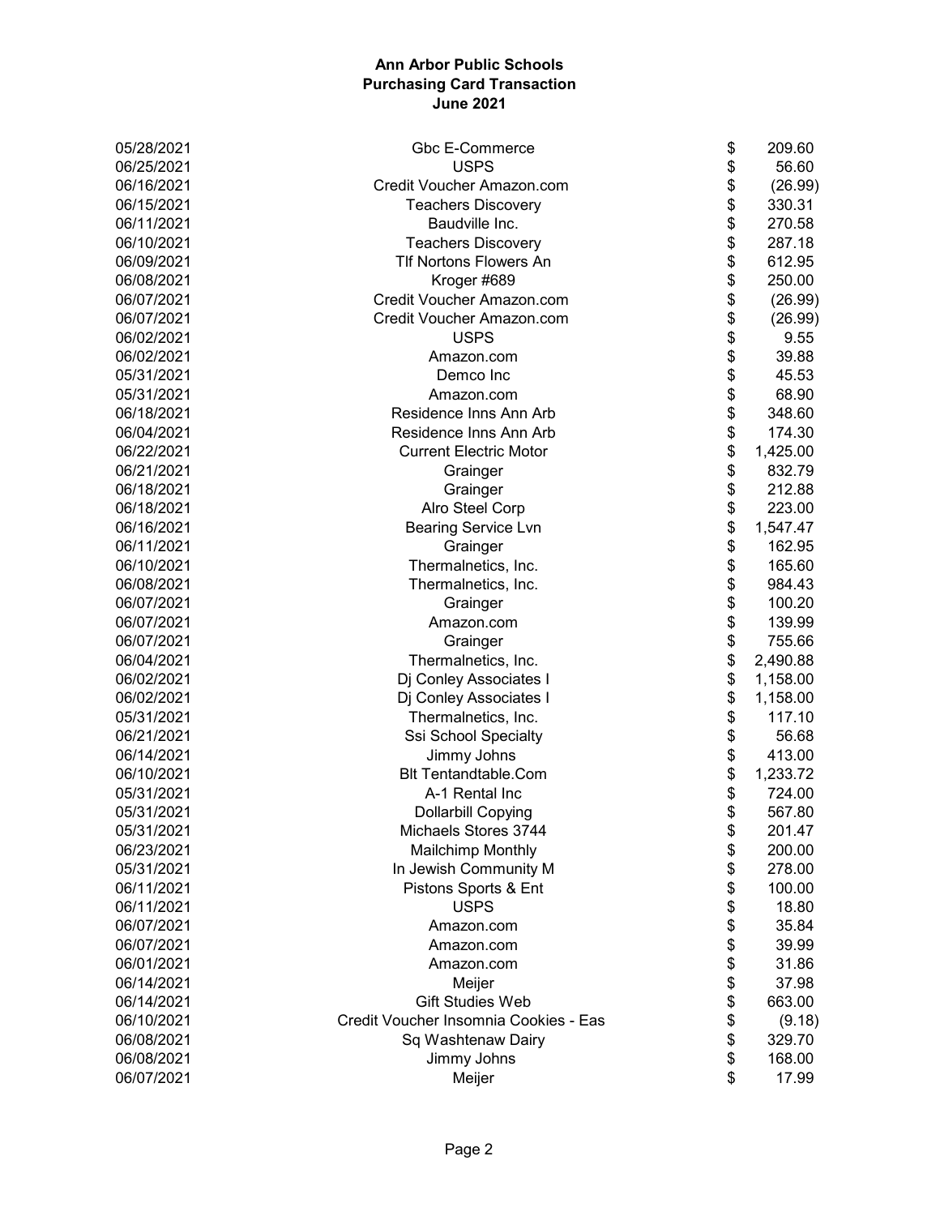**Ann Arbor Public Schools**
**Purchasing Card Transaction**
**June 2021**

| Date | Vendor | Amount |
|---|---|---|
| 05/28/2021 | Gbc E-Commerce | $ 209.60 |
| 06/25/2021 | USPS | $ 56.60 |
| 06/16/2021 | Credit Voucher Amazon.com | $ (26.99) |
| 06/15/2021 | Teachers Discovery | $ 330.31 |
| 06/11/2021 | Baudville Inc. | $ 270.58 |
| 06/10/2021 | Teachers Discovery | $ 287.18 |
| 06/09/2021 | Tlf Nortons Flowers An | $ 612.95 |
| 06/08/2021 | Kroger #689 | $ 250.00 |
| 06/07/2021 | Credit Voucher Amazon.com | $ (26.99) |
| 06/07/2021 | Credit Voucher Amazon.com | $ (26.99) |
| 06/02/2021 | USPS | $ 9.55 |
| 06/02/2021 | Amazon.com | $ 39.88 |
| 05/31/2021 | Demco Inc | $ 45.53 |
| 05/31/2021 | Amazon.com | $ 68.90 |
| 06/18/2021 | Residence Inns Ann Arb | $ 348.60 |
| 06/04/2021 | Residence Inns Ann Arb | $ 174.30 |
| 06/22/2021 | Current Electric Motor | $ 1,425.00 |
| 06/21/2021 | Grainger | $ 832.79 |
| 06/18/2021 | Grainger | $ 212.88 |
| 06/18/2021 | Alro Steel Corp | $ 223.00 |
| 06/16/2021 | Bearing Service Lvn | $ 1,547.47 |
| 06/11/2021 | Grainger | $ 162.95 |
| 06/10/2021 | Thermalnetics, Inc. | $ 165.60 |
| 06/08/2021 | Thermalnetics, Inc. | $ 984.43 |
| 06/07/2021 | Grainger | $ 100.20 |
| 06/07/2021 | Amazon.com | $ 139.99 |
| 06/07/2021 | Grainger | $ 755.66 |
| 06/04/2021 | Thermalnetics, Inc. | $ 2,490.88 |
| 06/02/2021 | Dj Conley Associates I | $ 1,158.00 |
| 06/02/2021 | Dj Conley Associates I | $ 1,158.00 |
| 05/31/2021 | Thermalnetics, Inc. | $ 117.10 |
| 06/21/2021 | Ssi School Specialty | $ 56.68 |
| 06/14/2021 | Jimmy Johns | $ 413.00 |
| 06/10/2021 | Blt Tentandtable.Com | $ 1,233.72 |
| 05/31/2021 | A-1 Rental Inc | $ 724.00 |
| 05/31/2021 | Dollarbill Copying | $ 567.80 |
| 05/31/2021 | Michaels Stores 3744 | $ 201.47 |
| 06/23/2021 | Mailchimp Monthly | $ 200.00 |
| 05/31/2021 | In Jewish Community M | $ 278.00 |
| 06/11/2021 | Pistons Sports & Ent | $ 100.00 |
| 06/11/2021 | USPS | $ 18.80 |
| 06/07/2021 | Amazon.com | $ 35.84 |
| 06/07/2021 | Amazon.com | $ 39.99 |
| 06/01/2021 | Amazon.com | $ 31.86 |
| 06/14/2021 | Meijer | $ 37.98 |
| 06/14/2021 | Gift Studies Web | $ 663.00 |
| 06/10/2021 | Credit Voucher Insomnia Cookies - Eas | $ (9.18) |
| 06/08/2021 | Sq Washtenaw Dairy | $ 329.70 |
| 06/08/2021 | Jimmy Johns | $ 168.00 |
| 06/07/2021 | Meijer | $ 17.99 |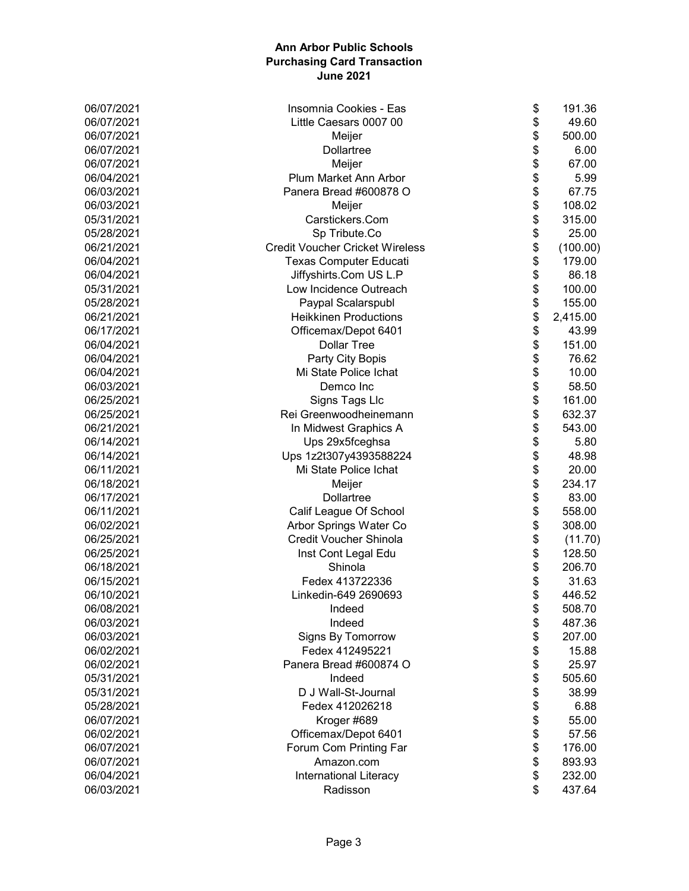**Ann Arbor Public Schools**
**Purchasing Card Transaction**
**June 2021**

| | | |
|---|---|---|
| 06/07/2021 | Insomnia Cookies - Eas | $ 191.36 |
| 06/07/2021 | Little Caesars 0007 00 | $ 49.60 |
| 06/07/2021 | Meijer | $ 500.00 |
| 06/07/2021 | Dollartree | $ 6.00 |
| 06/07/2021 | Meijer | $ 67.00 |
| 06/04/2021 | Plum Market Ann Arbor | $ 5.99 |
| 06/03/2021 | Panera Bread #600878 O | $ 67.75 |
| 06/03/2021 | Meijer | $ 108.02 |
| 05/31/2021 | Carstickers.Com | $ 315.00 |
| 05/28/2021 | Sp Tribute.Co | $ 25.00 |
| 06/21/2021 | Credit Voucher Cricket Wireless | $ (100.00) |
| 06/04/2021 | Texas Computer Educati | $ 179.00 |
| 06/04/2021 | Jiffyshirts.Com US L.P | $ 86.18 |
| 05/31/2021 | Low Incidence Outreach | $ 100.00 |
| 05/28/2021 | Paypal Scalarspubl | $ 155.00 |
| 06/21/2021 | Heikkinen Productions | $ 2,415.00 |
| 06/17/2021 | Officemax/Depot 6401 | $ 43.99 |
| 06/04/2021 | Dollar Tree | $ 151.00 |
| 06/04/2021 | Party City Bopis | $ 76.62 |
| 06/04/2021 | Mi State Police Ichat | $ 10.00 |
| 06/03/2021 | Demco Inc | $ 58.50 |
| 06/25/2021 | Signs Tags Llc | $ 161.00 |
| 06/25/2021 | Rei Greenwoodheinemann | $ 632.37 |
| 06/21/2021 | In Midwest Graphics A | $ 543.00 |
| 06/14/2021 | Ups 29x5fceghsa | $ 5.80 |
| 06/14/2021 | Ups 1z2t307y4393588224 | $ 48.98 |
| 06/11/2021 | Mi State Police Ichat | $ 20.00 |
| 06/18/2021 | Meijer | $ 234.17 |
| 06/17/2021 | Dollartree | $ 83.00 |
| 06/11/2021 | Calif League Of School | $ 558.00 |
| 06/02/2021 | Arbor Springs Water Co | $ 308.00 |
| 06/25/2021 | Credit Voucher Shinola | $ (11.70) |
| 06/25/2021 | Inst Cont Legal Edu | $ 128.50 |
| 06/18/2021 | Shinola | $ 206.70 |
| 06/15/2021 | Fedex 413722336 | $ 31.63 |
| 06/10/2021 | Linkedin-649 2690693 | $ 446.52 |
| 06/08/2021 | Indeed | $ 508.70 |
| 06/03/2021 | Indeed | $ 487.36 |
| 06/03/2021 | Signs By Tomorrow | $ 207.00 |
| 06/02/2021 | Fedex 412495221 | $ 15.88 |
| 06/02/2021 | Panera Bread #600874 O | $ 25.97 |
| 05/31/2021 | Indeed | $ 505.60 |
| 05/31/2021 | D J Wall-St-Journal | $ 38.99 |
| 05/28/2021 | Fedex 412026218 | $ 6.88 |
| 06/07/2021 | Kroger #689 | $ 55.00 |
| 06/02/2021 | Officemax/Depot 6401 | $ 57.56 |
| 06/07/2021 | Forum Com Printing Far | $ 176.00 |
| 06/07/2021 | Amazon.com | $ 893.93 |
| 06/04/2021 | International Literacy | $ 232.00 |
| 06/03/2021 | Radisson | $ 437.64 |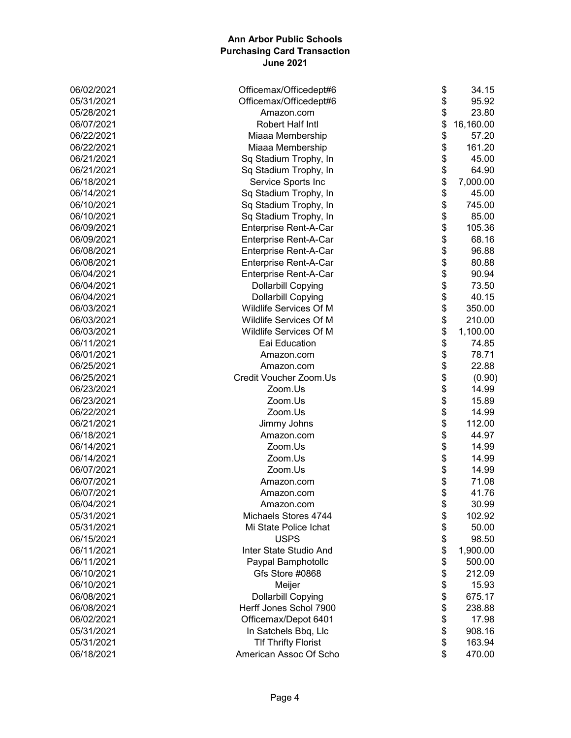# Ann Arbor Public Schools
## Purchasing Card Transaction
## June 2021

| Date | Vendor | Amount |
|---|---|---|
| 06/02/2021 | Officemax/Officedept#6 | $ 34.15 |
| 05/31/2021 | Officemax/Officedept#6 | $ 95.92 |
| 05/28/2021 | Amazon.com | $ 23.80 |
| 06/07/2021 | Robert Half Intl | $ 16,160.00 |
| 06/22/2021 | Miaaa Membership | $ 57.20 |
| 06/22/2021 | Miaaa Membership | $ 161.20 |
| 06/21/2021 | Sq Stadium Trophy, In | $ 45.00 |
| 06/21/2021 | Sq Stadium Trophy, In | $ 64.90 |
| 06/18/2021 | Service Sports Inc | $ 7,000.00 |
| 06/14/2021 | Sq Stadium Trophy, In | $ 45.00 |
| 06/10/2021 | Sq Stadium Trophy, In | $ 745.00 |
| 06/10/2021 | Sq Stadium Trophy, In | $ 85.00 |
| 06/09/2021 | Enterprise Rent-A-Car | $ 105.36 |
| 06/09/2021 | Enterprise Rent-A-Car | $ 68.16 |
| 06/08/2021 | Enterprise Rent-A-Car | $ 96.88 |
| 06/08/2021 | Enterprise Rent-A-Car | $ 80.88 |
| 06/04/2021 | Enterprise Rent-A-Car | $ 90.94 |
| 06/04/2021 | Dollarbill Copying | $ 73.50 |
| 06/04/2021 | Dollarbill Copying | $ 40.15 |
| 06/03/2021 | Wildlife Services Of M | $ 350.00 |
| 06/03/2021 | Wildlife Services Of M | $ 210.00 |
| 06/03/2021 | Wildlife Services Of M | $ 1,100.00 |
| 06/11/2021 | Eai Education | $ 74.85 |
| 06/01/2021 | Amazon.com | $ 78.71 |
| 06/25/2021 | Amazon.com | $ 22.88 |
| 06/25/2021 | Credit Voucher Zoom.Us | $ (0.90) |
| 06/23/2021 | Zoom.Us | $ 14.99 |
| 06/23/2021 | Zoom.Us | $ 15.89 |
| 06/22/2021 | Zoom.Us | $ 14.99 |
| 06/21/2021 | Jimmy Johns | $ 112.00 |
| 06/18/2021 | Amazon.com | $ 44.97 |
| 06/14/2021 | Zoom.Us | $ 14.99 |
| 06/14/2021 | Zoom.Us | $ 14.99 |
| 06/07/2021 | Zoom.Us | $ 14.99 |
| 06/07/2021 | Amazon.com | $ 71.08 |
| 06/07/2021 | Amazon.com | $ 41.76 |
| 06/04/2021 | Amazon.com | $ 30.99 |
| 05/31/2021 | Michaels Stores 4744 | $ 102.92 |
| 05/31/2021 | Mi State Police Ichat | $ 50.00 |
| 06/15/2021 | USPS | $ 98.50 |
| 06/11/2021 | Inter State Studio And | $ 1,900.00 |
| 06/11/2021 | Paypal Bamphotollc | $ 500.00 |
| 06/10/2021 | Gfs Store #0868 | $ 212.09 |
| 06/10/2021 | Meijer | $ 15.93 |
| 06/08/2021 | Dollarbill Copying | $ 675.17 |
| 06/08/2021 | Herff Jones Schol 7900 | $ 238.88 |
| 06/02/2021 | Officemax/Depot 6401 | $ 17.98 |
| 05/31/2021 | In Satchels Bbq, Llc | $ 908.16 |
| 05/31/2021 | Tlf Thrifty Florist | $ 163.94 |
| 06/18/2021 | American Assoc Of Scho | $ 470.00 |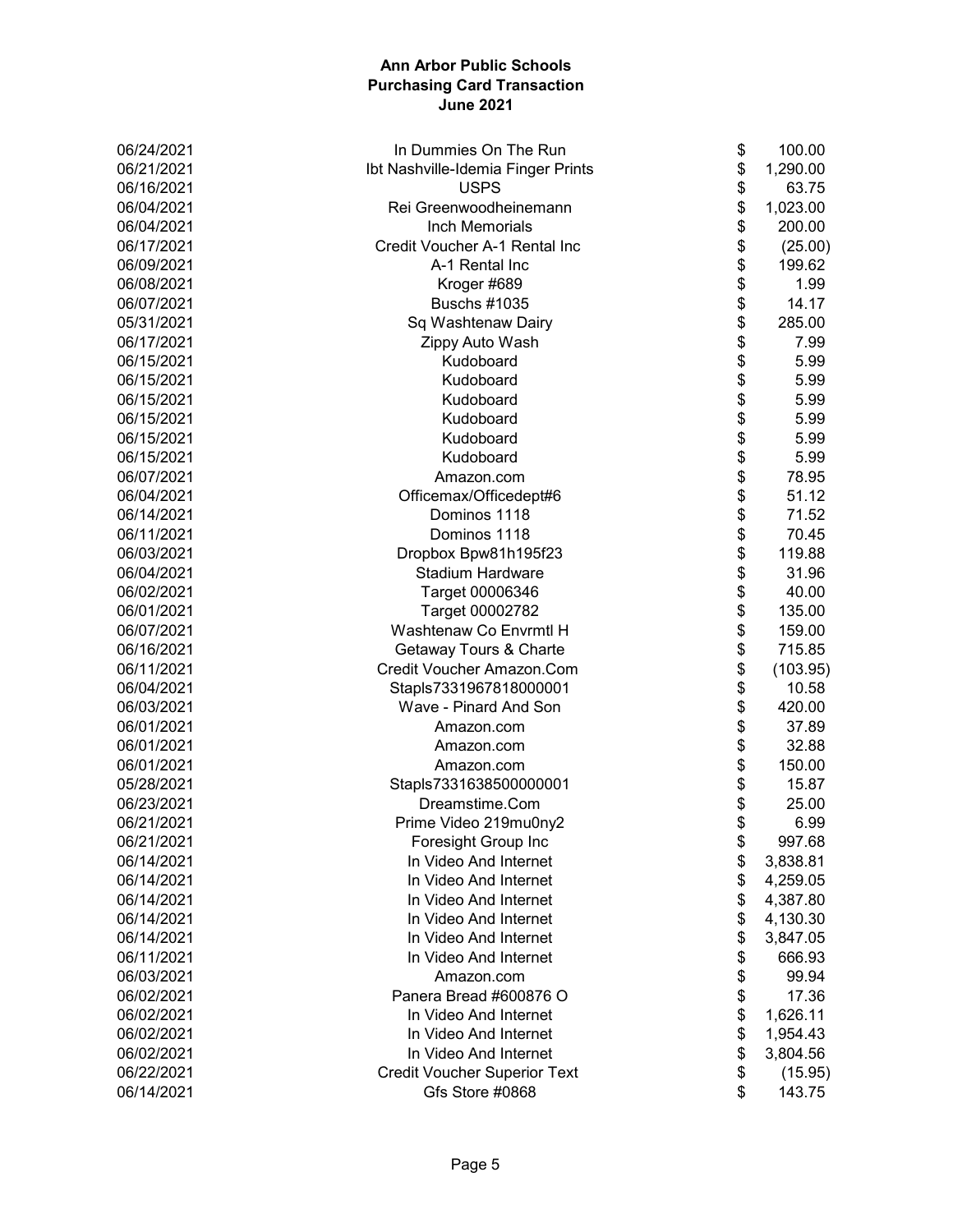# Ann Arbor Public Schools
## Purchasing Card Transaction
### June 2021

| Date | Vendor | | Amount |
|---|---|---|---|
| 06/24/2021 | In Dummies On The Run | $ | 100.00 |
| 06/21/2021 | Ibt Nashville-Idemia Finger Prints | $ | 1,290.00 |
| 06/16/2021 | USPS | $ | 63.75 |
| 06/04/2021 | Rei Greenwoodheinemann | $ | 1,023.00 |
| 06/04/2021 | Inch Memorials | $ | 200.00 |
| 06/17/2021 | Credit Voucher A-1 Rental Inc | $ | (25.00) |
| 06/09/2021 | A-1 Rental Inc | $ | 199.62 |
| 06/08/2021 | Kroger #689 | $ | 1.99 |
| 06/07/2021 | Buschs #1035 | $ | 14.17 |
| 05/31/2021 | Sq Washtenaw Dairy | $ | 285.00 |
| 06/17/2021 | Zippy Auto Wash | $ | 7.99 |
| 06/15/2021 | Kudoboard | $ | 5.99 |
| 06/15/2021 | Kudoboard | $ | 5.99 |
| 06/15/2021 | Kudoboard | $ | 5.99 |
| 06/15/2021 | Kudoboard | $ | 5.99 |
| 06/15/2021 | Kudoboard | $ | 5.99 |
| 06/15/2021 | Kudoboard | $ | 5.99 |
| 06/07/2021 | Amazon.com | $ | 78.95 |
| 06/04/2021 | Officemax/Officedept#6 | $ | 51.12 |
| 06/14/2021 | Dominos 1118 | $ | 71.52 |
| 06/11/2021 | Dominos 1118 | $ | 70.45 |
| 06/03/2021 | Dropbox Bpw81h195f23 | $ | 119.88 |
| 06/04/2021 | Stadium Hardware | $ | 31.96 |
| 06/02/2021 | Target 00006346 | $ | 40.00 |
| 06/01/2021 | Target 00002782 | $ | 135.00 |
| 06/07/2021 | Washtenaw Co Envrmtl H | $ | 159.00 |
| 06/16/2021 | Getaway Tours & Charte | $ | 715.85 |
| 06/11/2021 | Credit Voucher Amazon.Com | $ | (103.95) |
| 06/04/2021 | Stapls7331967818000001 | $ | 10.58 |
| 06/03/2021 | Wave - Pinard And Son | $ | 420.00 |
| 06/01/2021 | Amazon.com | $ | 37.89 |
| 06/01/2021 | Amazon.com | $ | 32.88 |
| 06/01/2021 | Amazon.com | $ | 150.00 |
| 05/28/2021 | Stapls7331638500000001 | $ | 15.87 |
| 06/23/2021 | Dreamstime.Com | $ | 25.00 |
| 06/21/2021 | Prime Video 219mu0ny2 | $ | 6.99 |
| 06/21/2021 | Foresight Group Inc | $ | 997.68 |
| 06/14/2021 | In Video And Internet | $ | 3,838.81 |
| 06/14/2021 | In Video And Internet | $ | 4,259.05 |
| 06/14/2021 | In Video And Internet | $ | 4,387.80 |
| 06/14/2021 | In Video And Internet | $ | 4,130.30 |
| 06/14/2021 | In Video And Internet | $ | 3,847.05 |
| 06/11/2021 | In Video And Internet | $ | 666.93 |
| 06/03/2021 | Amazon.com | $ | 99.94 |
| 06/02/2021 | Panera Bread #600876 O | $ | 17.36 |
| 06/02/2021 | In Video And Internet | $ | 1,626.11 |
| 06/02/2021 | In Video And Internet | $ | 1,954.43 |
| 06/02/2021 | In Video And Internet | $ | 3,804.56 |
| 06/22/2021 | Credit Voucher Superior Text | $ | (15.95) |
| 06/14/2021 | Gfs Store #0868 | $ | 143.75 |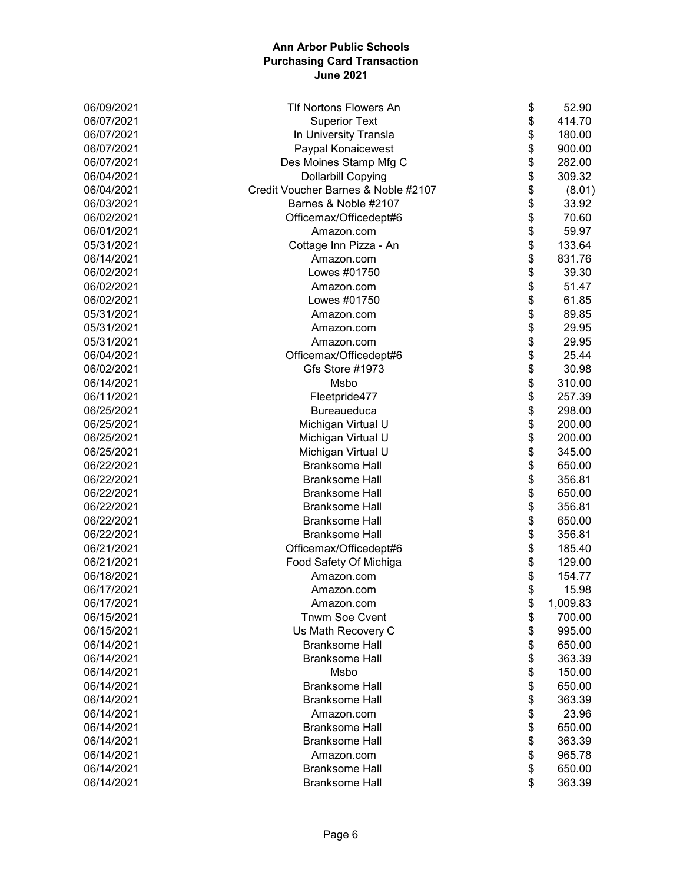**Ann Arbor Public Schools**
**Purchasing Card Transaction**
**June 2021**

| Date | Vendor | Amount |
|---|---|---|
| 06/09/2021 | Tlf Nortons Flowers An | $ 52.90 |
| 06/07/2021 | Superior Text | $ 414.70 |
| 06/07/2021 | In University Transla | $ 180.00 |
| 06/07/2021 | Paypal Konaicewest | $ 900.00 |
| 06/07/2021 | Des Moines Stamp Mfg C | $ 282.00 |
| 06/04/2021 | Dollarbill Copying | $ 309.32 |
| 06/04/2021 | Credit Voucher Barnes & Noble #2107 | $ (8.01) |
| 06/03/2021 | Barnes & Noble #2107 | $ 33.92 |
| 06/02/2021 | Officemax/Officedept#6 | $ 70.60 |
| 06/01/2021 | Amazon.com | $ 59.97 |
| 05/31/2021 | Cottage Inn Pizza - An | $ 133.64 |
| 06/14/2021 | Amazon.com | $ 831.76 |
| 06/02/2021 | Lowes #01750 | $ 39.30 |
| 06/02/2021 | Amazon.com | $ 51.47 |
| 06/02/2021 | Lowes #01750 | $ 61.85 |
| 05/31/2021 | Amazon.com | $ 89.85 |
| 05/31/2021 | Amazon.com | $ 29.95 |
| 05/31/2021 | Amazon.com | $ 29.95 |
| 06/04/2021 | Officemax/Officedept#6 | $ 25.44 |
| 06/02/2021 | Gfs Store #1973 | $ 30.98 |
| 06/14/2021 | Msbo | $ 310.00 |
| 06/11/2021 | Fleetpride477 | $ 257.39 |
| 06/25/2021 | Bureaueduca | $ 298.00 |
| 06/25/2021 | Michigan Virtual U | $ 200.00 |
| 06/25/2021 | Michigan Virtual U | $ 200.00 |
| 06/25/2021 | Michigan Virtual U | $ 345.00 |
| 06/22/2021 | Branksome Hall | $ 650.00 |
| 06/22/2021 | Branksome Hall | $ 356.81 |
| 06/22/2021 | Branksome Hall | $ 650.00 |
| 06/22/2021 | Branksome Hall | $ 356.81 |
| 06/22/2021 | Branksome Hall | $ 650.00 |
| 06/22/2021 | Branksome Hall | $ 356.81 |
| 06/21/2021 | Officemax/Officedept#6 | $ 185.40 |
| 06/21/2021 | Food Safety Of Michiga | $ 129.00 |
| 06/18/2021 | Amazon.com | $ 154.77 |
| 06/17/2021 | Amazon.com | $ 15.98 |
| 06/17/2021 | Amazon.com | $ 1,009.83 |
| 06/15/2021 | Tnwm Soe Cvent | $ 700.00 |
| 06/15/2021 | Us Math Recovery C | $ 995.00 |
| 06/14/2021 | Branksome Hall | $ 650.00 |
| 06/14/2021 | Branksome Hall | $ 363.39 |
| 06/14/2021 | Msbo | $ 150.00 |
| 06/14/2021 | Branksome Hall | $ 650.00 |
| 06/14/2021 | Branksome Hall | $ 363.39 |
| 06/14/2021 | Amazon.com | $ 23.96 |
| 06/14/2021 | Branksome Hall | $ 650.00 |
| 06/14/2021 | Branksome Hall | $ 363.39 |
| 06/14/2021 | Amazon.com | $ 965.78 |
| 06/14/2021 | Branksome Hall | $ 650.00 |
| 06/14/2021 | Branksome Hall | $ 363.39 |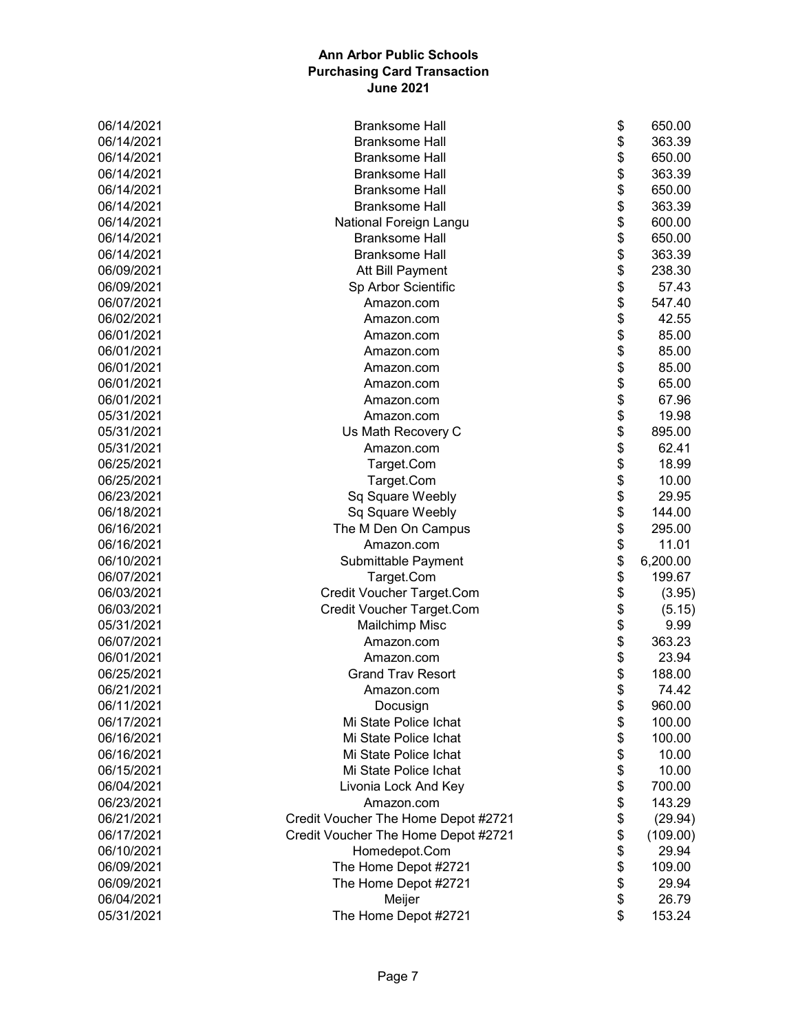# Ann Arbor Public Schools
## Purchasing Card Transaction
### June 2021

| Date | Vendor | Amount |
|---|---|---|
| 06/14/2021 | Branksome Hall | $ 650.00 |
| 06/14/2021 | Branksome Hall | $ 363.39 |
| 06/14/2021 | Branksome Hall | $ 650.00 |
| 06/14/2021 | Branksome Hall | $ 363.39 |
| 06/14/2021 | Branksome Hall | $ 650.00 |
| 06/14/2021 | Branksome Hall | $ 363.39 |
| 06/14/2021 | National Foreign Langu | $ 600.00 |
| 06/14/2021 | Branksome Hall | $ 650.00 |
| 06/14/2021 | Branksome Hall | $ 363.39 |
| 06/09/2021 | Att Bill Payment | $ 238.30 |
| 06/09/2021 | Sp Arbor Scientific | $ 57.43 |
| 06/07/2021 | Amazon.com | $ 547.40 |
| 06/02/2021 | Amazon.com | $ 42.55 |
| 06/01/2021 | Amazon.com | $ 85.00 |
| 06/01/2021 | Amazon.com | $ 85.00 |
| 06/01/2021 | Amazon.com | $ 85.00 |
| 06/01/2021 | Amazon.com | $ 65.00 |
| 06/01/2021 | Amazon.com | $ 67.96 |
| 05/31/2021 | Amazon.com | $ 19.98 |
| 05/31/2021 | Us Math Recovery C | $ 895.00 |
| 05/31/2021 | Amazon.com | $ 62.41 |
| 06/25/2021 | Target.Com | $ 18.99 |
| 06/25/2021 | Target.Com | $ 10.00 |
| 06/23/2021 | Sq Square Weebly | $ 29.95 |
| 06/18/2021 | Sq Square Weebly | $ 144.00 |
| 06/16/2021 | The M Den On Campus | $ 295.00 |
| 06/16/2021 | Amazon.com | $ 11.01 |
| 06/10/2021 | Submittable Payment | $ 6,200.00 |
| 06/07/2021 | Target.Com | $ 199.67 |
| 06/03/2021 | Credit Voucher Target.Com | $ (3.95) |
| 06/03/2021 | Credit Voucher Target.Com | $ (5.15) |
| 05/31/2021 | Mailchimp Misc | $ 9.99 |
| 06/07/2021 | Amazon.com | $ 363.23 |
| 06/01/2021 | Amazon.com | $ 23.94 |
| 06/25/2021 | Grand Trav Resort | $ 188.00 |
| 06/21/2021 | Amazon.com | $ 74.42 |
| 06/11/2021 | Docusign | $ 960.00 |
| 06/17/2021 | Mi State Police Ichat | $ 100.00 |
| 06/16/2021 | Mi State Police Ichat | $ 100.00 |
| 06/16/2021 | Mi State Police Ichat | $ 10.00 |
| 06/15/2021 | Mi State Police Ichat | $ 10.00 |
| 06/04/2021 | Livonia Lock And Key | $ 700.00 |
| 06/23/2021 | Amazon.com | $ 143.29 |
| 06/21/2021 | Credit Voucher The Home Depot #2721 | $ (29.94) |
| 06/17/2021 | Credit Voucher The Home Depot #2721 | $ (109.00) |
| 06/10/2021 | Homedepot.Com | $ 29.94 |
| 06/09/2021 | The Home Depot #2721 | $ 109.00 |
| 06/09/2021 | The Home Depot #2721 | $ 29.94 |
| 06/04/2021 | Meijer | $ 26.79 |
| 05/31/2021 | The Home Depot #2721 | $ 153.24 |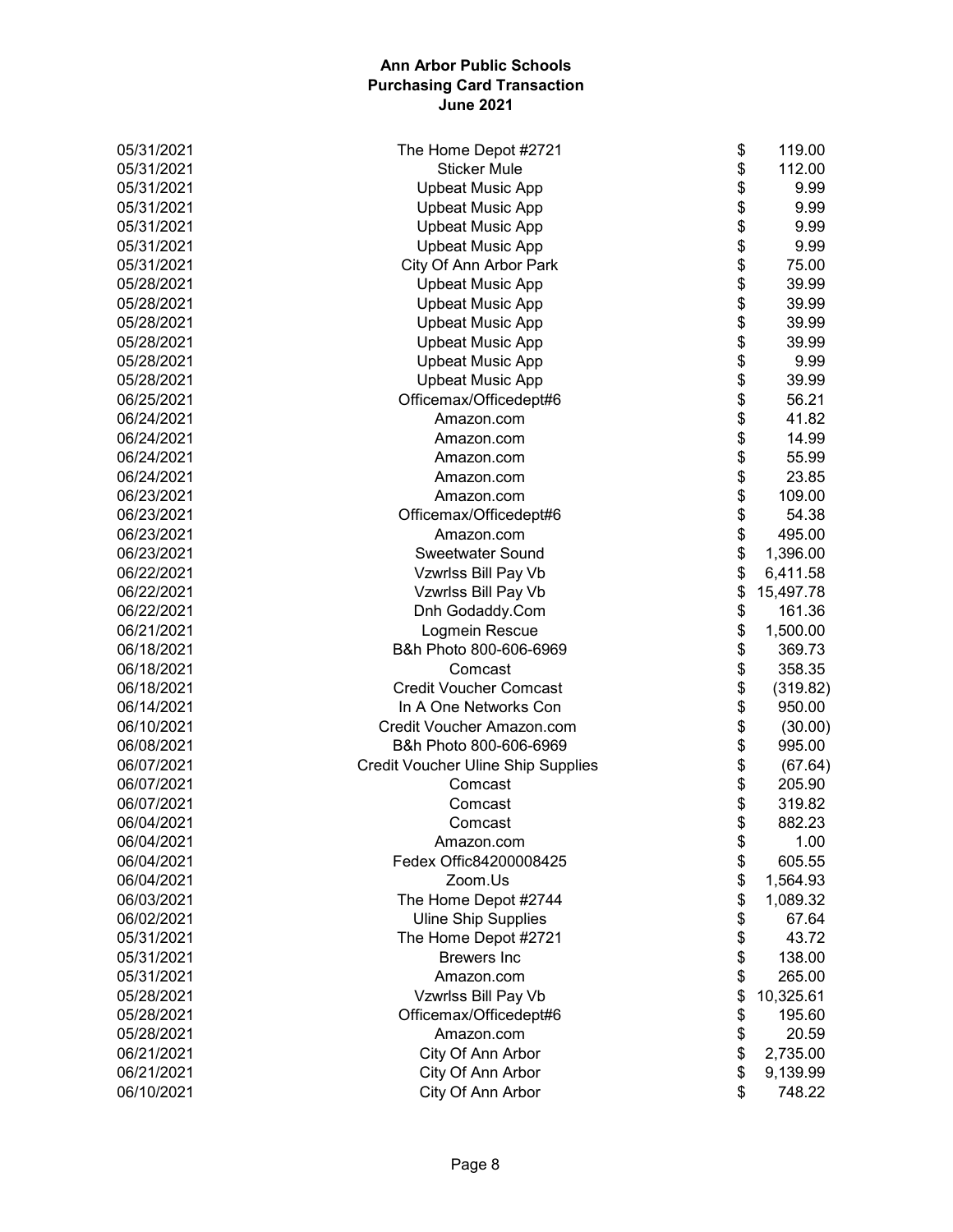# Ann Arbor Public Schools
## Purchasing Card Transaction
### June 2021

| Date | Vendor | Amount |
|---|---|---|
| 05/31/2021 | The Home Depot #2721 | $ 119.00 |
| 05/31/2021 | Sticker Mule | $ 112.00 |
| 05/31/2021 | Upbeat Music App | $ 9.99 |
| 05/31/2021 | Upbeat Music App | $ 9.99 |
| 05/31/2021 | Upbeat Music App | $ 9.99 |
| 05/31/2021 | Upbeat Music App | $ 9.99 |
| 05/31/2021 | City Of Ann Arbor Park | $ 75.00 |
| 05/28/2021 | Upbeat Music App | $ 39.99 |
| 05/28/2021 | Upbeat Music App | $ 39.99 |
| 05/28/2021 | Upbeat Music App | $ 39.99 |
| 05/28/2021 | Upbeat Music App | $ 39.99 |
| 05/28/2021 | Upbeat Music App | $ 9.99 |
| 05/28/2021 | Upbeat Music App | $ 39.99 |
| 06/25/2021 | Officemax/Officedept#6 | $ 56.21 |
| 06/24/2021 | Amazon.com | $ 41.82 |
| 06/24/2021 | Amazon.com | $ 14.99 |
| 06/24/2021 | Amazon.com | $ 55.99 |
| 06/24/2021 | Amazon.com | $ 23.85 |
| 06/23/2021 | Amazon.com | $ 109.00 |
| 06/23/2021 | Officemax/Officedept#6 | $ 54.38 |
| 06/23/2021 | Amazon.com | $ 495.00 |
| 06/23/2021 | Sweetwater Sound | $ 1,396.00 |
| 06/22/2021 | Vzwrlss Bill Pay Vb | $ 6,411.58 |
| 06/22/2021 | Vzwrlss Bill Pay Vb | $ 15,497.78 |
| 06/22/2021 | Dnh Godaddy.Com | $ 161.36 |
| 06/21/2021 | Logmein Rescue | $ 1,500.00 |
| 06/18/2021 | B&h Photo 800-606-6969 | $ 369.73 |
| 06/18/2021 | Comcast | $ 358.35 |
| 06/18/2021 | Credit Voucher Comcast | $ (319.82) |
| 06/14/2021 | In A One Networks Con | $ 950.00 |
| 06/10/2021 | Credit Voucher Amazon.com | $ (30.00) |
| 06/08/2021 | B&h Photo 800-606-6969 | $ 995.00 |
| 06/07/2021 | Credit Voucher Uline Ship Supplies | $ (67.64) |
| 06/07/2021 | Comcast | $ 205.90 |
| 06/07/2021 | Comcast | $ 319.82 |
| 06/04/2021 | Comcast | $ 882.23 |
| 06/04/2021 | Amazon.com | $ 1.00 |
| 06/04/2021 | Fedex Offic84200008425 | $ 605.55 |
| 06/04/2021 | Zoom.Us | $ 1,564.93 |
| 06/03/2021 | The Home Depot #2744 | $ 1,089.32 |
| 06/02/2021 | Uline Ship Supplies | $ 67.64 |
| 05/31/2021 | The Home Depot #2721 | $ 43.72 |
| 05/31/2021 | Brewers Inc | $ 138.00 |
| 05/31/2021 | Amazon.com | $ 265.00 |
| 05/28/2021 | Vzwrlss Bill Pay Vb | $ 10,325.61 |
| 05/28/2021 | Officemax/Officedept#6 | $ 195.60 |
| 05/28/2021 | Amazon.com | $ 20.59 |
| 06/21/2021 | City Of Ann Arbor | $ 2,735.00 |
| 06/21/2021 | City Of Ann Arbor | $ 9,139.99 |
| 06/10/2021 | City Of Ann Arbor | $ 748.22 |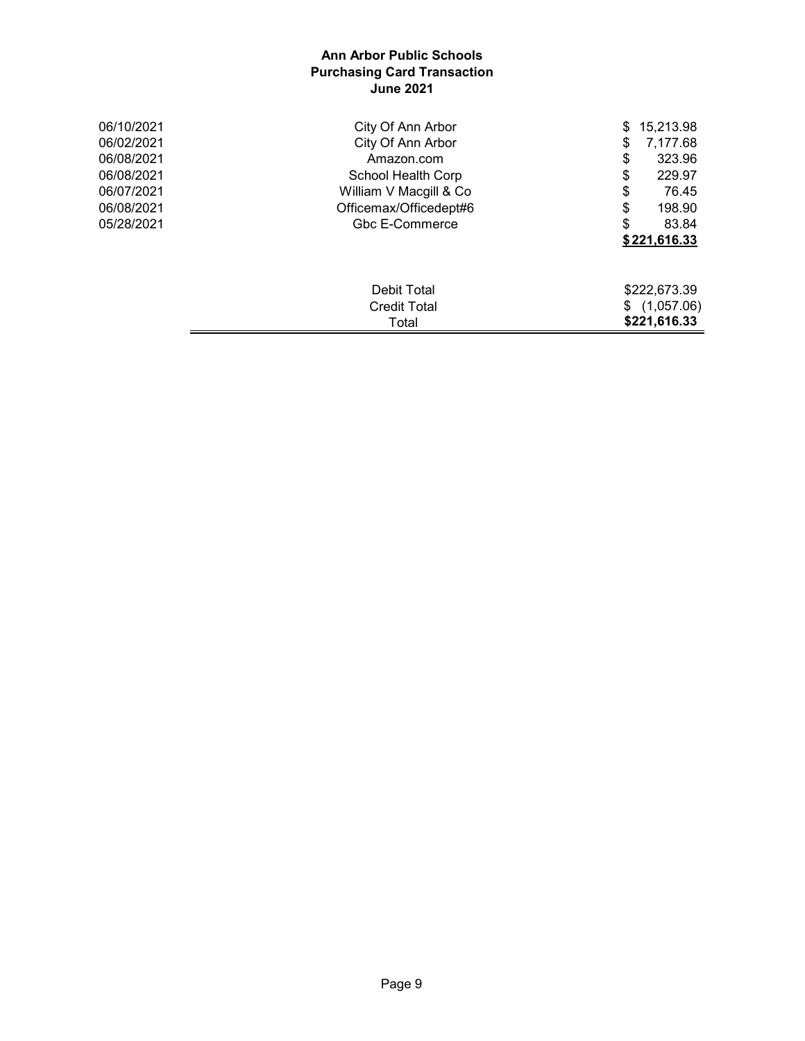**Ann Arbor Public Schools**
**Purchasing Card Transaction**
**June 2021**

| | | |
|---|---|---|
| 06/10/2021 | City Of Ann Arbor | $ 15,213.98 |
| 06/02/2021 | City Of Ann Arbor | $ 7,177.68 |
| 06/08/2021 | Amazon.com | $ 323.96 |
| 06/08/2021 | School Health Corp | $ 229.97 |
| 06/07/2021 | William V Macgill & Co | $ 76.45 |
| 06/08/2021 | Officemax/Officedept#6 | $ 198.90 |
| 05/28/2021 | Gbc E-Commerce | $ 83.84 |
| | | **$221,616.33** |
| | Debit Total | $222,673.39 |
| | Credit Total | $ (1,057.06) |
| | Total | **$221,616.33** |